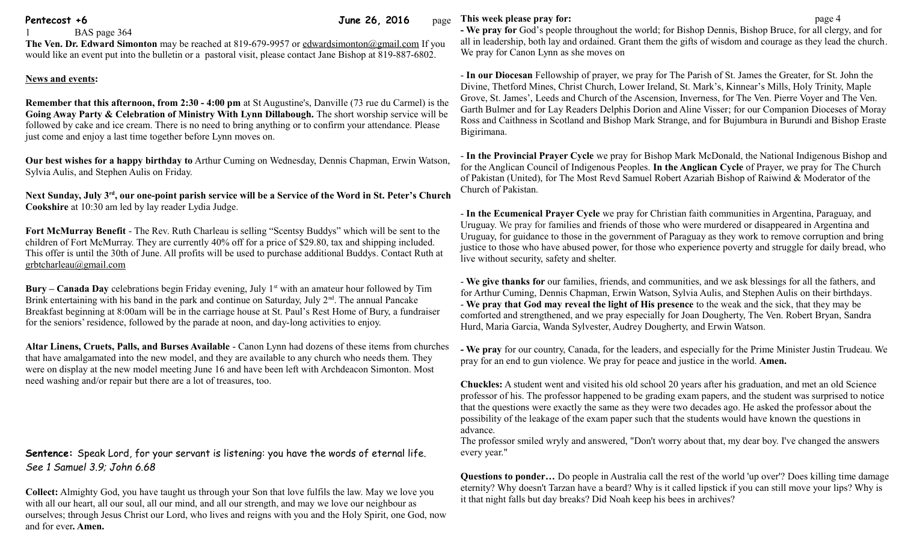**Pentecost +6** **June 26, 2016**

BAS page 364

**The Ven. Dr. Edward Simonton** may be reached at 819-679-9957 or edwardsimonton@gmail.com If you would like an event put into the bulletin or a pastoral visit, please contact Jane Bishop at 819-887-6802.

**News and events:**

**Remember that this afternoon, from 2:30 - 4:00 pm** at St Augustine's, Danville (73 rue du Carmel) is the **Going Away Party & Celebration of Ministry With Lynn Dillabough.** The short worship service will be followed by cake and ice cream. There is no need to bring anything or to confirm your attendance. Please just come and enjoy a last time together before Lynn moves on.

**Our best wishes for a happy birthday to** Arthur Cuming on Wednesday, Dennis Chapman, Erwin Watson, Sylvia Aulis, and Stephen Aulis on Friday.

**Next Sunday, July 3rd, our one-point parish service will be a Service of the Word in St. Peter's Church Cookshire** at 10:30 am led by lay reader Lydia Judge.

**Fort McMurray Benefit** - The Rev. Ruth Charleau is selling "Scentsy Buddys" which will be sent to the children of Fort McMurray. They are currently 40% off for a price of $29.80, tax and shipping included. This offer is until the 30th of June. All profits will be used to purchase additional Buddys. Contact Ruth at grbtcharleau@gmail.com

**Bury – Canada Day** celebrations begin Friday evening, July 1st with an amateur hour followed by Tim Brink entertaining with his band in the park and continue on Saturday, July 2nd. The annual Pancake Breakfast beginning at 8:00am will be in the carriage house at St. Paul's Rest Home of Bury, a fundraiser for the seniors' residence, followed by the parade at noon, and day-long activities to enjoy.

**Altar Linens, Cruets, Palls, and Burses Available** - Canon Lynn had dozens of these items from churches that have amalgamated into the new model, and they are available to any church who needs them. They were on display at the new model meeting June 16 and have been left with Archdeacon Simonton. Most need washing and/or repair but there are a lot of treasures, too.

**Sentence:** Speak Lord, for your servant is listening: you have the words of eternal life.
*See 1 Samuel 3.9; John 6.68*

**Collect:** Almighty God, you have taught us through your Son that love fulfils the law. May we love you with all our heart, all our soul, all our mind, and all our strength, and may we love our neighbour as ourselves; through Jesus Christ our Lord, who lives and reigns with you and the Holy Spirit, one God, now and for ever**. Amen.**

**This week please pray for:**

**- We pray for** God's people throughout the world; for Bishop Dennis, Bishop Bruce, for all clergy, and for all in leadership, both lay and ordained. Grant them the gifts of wisdom and courage as they lead the church. We pray for Canon Lynn as she moves on

- **In our Diocesan** Fellowship of prayer, we pray for The Parish of St. James the Greater, for St. John the Divine, Thetford Mines, Christ Church, Lower Ireland, St. Mark's, Kinnear's Mills, Holy Trinity, Maple Grove, St. James', Leeds and Church of the Ascension, Inverness, for The Ven. Pierre Voyer and The Ven. Garth Bulmer and for Lay Readers Delphis Dorion and Aline Visser; for our Companion Dioceses of Moray Ross and Caithness in Scotland and Bishop Mark Strange, and for Bujumbura in Burundi and Bishop Eraste Bigirimana.

- **In the Provincial Prayer Cycle** we pray for Bishop Mark McDonald, the National Indigenous Bishop and for the Anglican Council of Indigenous Peoples. **In the Anglican Cycle** of Prayer, we pray for The Church of Pakistan (United), for The Most Revd Samuel Robert Azariah Bishop of Raiwind & Moderator of the Church of Pakistan.

- **In the Ecumenical Prayer Cycle** we pray for Christian faith communities in Argentina, Paraguay, and Uruguay. We pray for families and friends of those who were murdered or disappeared in Argentina and Uruguay, for guidance to those in the government of Paraguay as they work to remove corruption and bring justice to those who have abused power, for those who experience poverty and struggle for daily bread, who live without security, safety and shelter.

- **We give thanks for** our families, friends, and communities, and we ask blessings for all the fathers, and for Arthur Cuming, Dennis Chapman, Erwin Watson, Sylvia Aulis, and Stephen Aulis on their birthdays.
- **We pray that God may reveal the light of His presence** to the weak and the sick, that they may be comforted and strengthened, and we pray especially for Joan Dougherty, The Ven. Robert Bryan, Sandra Hurd, Maria Garcia, Wanda Sylvester, Audrey Dougherty, and Erwin Watson.

**- We pray** for our country, Canada, for the leaders, and especially for the Prime Minister Justin Trudeau. We pray for an end to gun violence. We pray for peace and justice in the world. **Amen.**

**Chuckles:** A student went and visited his old school 20 years after his graduation, and met an old Science professor of his. The professor happened to be grading exam papers, and the student was surprised to notice that the questions were exactly the same as they were two decades ago. He asked the professor about the possibility of the leakage of the exam paper such that the students would have known the questions in advance.
The professor smiled wryly and answered, "Don't worry about that, my dear boy. I've changed the answers every year."

**Questions to ponder…** Do people in Australia call the rest of the world 'up over'? Does killing time damage eternity? Why doesn't Tarzan have a beard? Why is it called lipstick if you can still move your lips? Why is it that night falls but day breaks? Did Noah keep his bees in archives?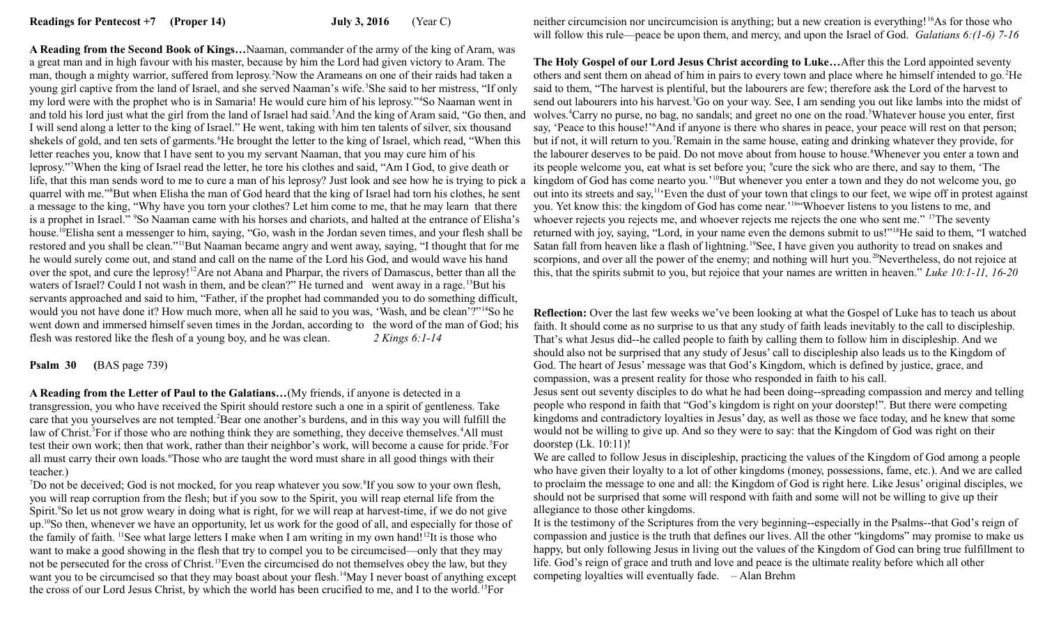**Readings for Pentecost +7 (Proper 14) July 3, 2016 (Year C)**

**A Reading from the Second Book of Kings…**Naaman, commander of the army of the king of Aram, was a great man and in high favour with his master, because by him the Lord had given victory to Aram. The man, though a mighty warrior, suffered from leprosy.[2]Now the Arameans on one of their raids had taken a young girl captive from the land of Israel, and she served Naaman's wife.[3]She said to her mistress, "If only my lord were with the prophet who is in Samaria! He would cure him of his leprosy."[4]So Naaman went in and told his lord just what the girl from the land of Israel had said.[5]And the king of Aram said, "Go then, and I will send along a letter to the king of Israel." He went, taking with him ten talents of silver, six thousand shekels of gold, and ten sets of garments.[6]He brought the letter to the king of Israel, which read, "When this letter reaches you, know that I have sent to you my servant Naaman, that you may cure him of his leprosy."[7]When the king of Israel read the letter, he tore his clothes and said, "Am I God, to give death or life, that this man sends word to me to cure a man of his leprosy? Just look and see how he is trying to pick a quarrel with me."[8]But when Elisha the man of God heard that the king of Israel had torn his clothes, he sent a message to the king, "Why have you torn your clothes? Let him come to me, that he may learn that there is a prophet in Israel." [9]So Naaman came with his horses and chariots, and halted at the entrance of Elisha's house.[10]Elisha sent a messenger to him, saying, "Go, wash in the Jordan seven times, and your flesh shall be restored and you shall be clean."[11]But Naaman became angry and went away, saying, "I thought that for me he would surely come out, and stand and call on the name of the Lord his God, and would wave his hand over the spot, and cure the leprosy![12]Are not Abana and Pharpar, the rivers of Damascus, better than all the waters of Israel? Could I not wash in them, and be clean?" He turned and went away in a rage.[13]But his servants approached and said to him, "Father, if the prophet had commanded you to do something difficult, would you not have done it? How much more, when all he said to you was, 'Wash, and be clean'?"[14]So he went down and immersed himself seven times in the Jordan, according to the word of the man of God; his flesh was restored like the flesh of a young boy, and he was clean. *2 Kings 6:1-14*

**Psalm 30** **(**BAS page 739)

**A Reading from the Letter of Paul to the Galatians…**(My friends, if anyone is detected in a transgression, you who have received the Spirit should restore such a one in a spirit of gentleness. Take care that you yourselves are not tempted.[2]Bear one another's burdens, and in this way you will fulfill the law of Christ.[3]For if those who are nothing think they are something, they deceive themselves.[4]All must test their own work; then that work, rather than their neighbor's work, will become a cause for pride.[5]For all must carry their own loads.[6]Those who are taught the word must share in all good things with their teacher.)

[7]Do not be deceived; God is not mocked, for you reap whatever you sow.[8]If you sow to your own flesh, you will reap corruption from the flesh; but if you sow to the Spirit, you will reap eternal life from the Spirit.[9]So let us not grow weary in doing what is right, for we will reap at harvest-time, if we do not give up.[10]So then, whenever we have an opportunity, let us work for the good of all, and especially for those of the family of faith. [11]See what large letters I make when I am writing in my own hand![12]It is those who want to make a good showing in the flesh that try to compel you to be circumcised—only that they may not be persecuted for the cross of Christ.[13]Even the circumcised do not themselves obey the law, but they want you to be circumcised so that they may boast about your flesh.[14]May I never boast of anything except the cross of our Lord Jesus Christ, by which the world has been crucified to me, and I to the world.[15]For neither circumcision nor uncircumcision is anything; but a new creation is everything![16]As for those who will follow this rule—peace be upon them, and mercy, and upon the Israel of God. *Galatians 6:(1-6) 7-16*

**The Holy Gospel of our Lord Jesus Christ according to Luke…**After this the Lord appointed seventy others and sent them on ahead of him in pairs to every town and place where he himself intended to go.[2]He said to them, "The harvest is plentiful, but the labourers are few; therefore ask the Lord of the harvest to send out labourers into his harvest.[3]Go on your way. See, I am sending you out like lambs into the midst of wolves.[4]Carry no purse, no bag, no sandals; and greet no one on the road.[5]Whatever house you enter, first say, 'Peace to this house!'[6]And if anyone is there who shares in peace, your peace will rest on that person; but if not, it will return to you.[7]Remain in the same house, eating and drinking whatever they provide, for the labourer deserves to be paid. Do not move about from house to house.[8]Whenever you enter a town and its people welcome you, eat what is set before you; [9]cure the sick who are there, and say to them, 'The kingdom of God has come nearto you.'[10]But whenever you enter a town and they do not welcome you, go out into its streets and say,[11]'Even the dust of your town that clings to our feet, we wipe off in protest against you. Yet know this: the kingdom of God has come near.'[16]"Whoever listens to you listens to me, and whoever rejects you rejects me, and whoever rejects me rejects the one who sent me." [17]The seventy returned with joy, saying, "Lord, in your name even the demons submit to us!"[18]He said to them, "I watched Satan fall from heaven like a flash of lightning.[19]See, I have given you authority to tread on snakes and scorpions, and over all the power of the enemy; and nothing will hurt you.[20]Nevertheless, do not rejoice at this, that the spirits submit to you, but rejoice that your names are written in heaven." *Luke 10:1-11, 16-20*

**Reflection:** Over the last few weeks we've been looking at what the Gospel of Luke has to teach us about faith. It should come as no surprise to us that any study of faith leads inevitably to the call to discipleship. That's what Jesus did--he called people to faith by calling them to follow him in discipleship. And we should also not be surprised that any study of Jesus' call to discipleship also leads us to the Kingdom of God. The heart of Jesus' message was that God's Kingdom, which is defined by justice, grace, and compassion, was a present reality for those who responded in faith to his call.

Jesus sent out seventy disciples to do what he had been doing--spreading compassion and mercy and telling people who respond in faith that "God's kingdom is right on your doorstep!". But there were competing kingdoms and contradictory loyalties in Jesus' day, as well as those we face today, and he knew that some would not be willing to give up. And so they were to say: that the Kingdom of God was right on their doorstep (Lk. 10:11)!

We are called to follow Jesus in discipleship, practicing the values of the Kingdom of God among a people who have given their loyalty to a lot of other kingdoms (money, possessions, fame, etc.). And we are called to proclaim the message to one and all: the Kingdom of God is right here. Like Jesus' original disciples, we should not be surprised that some will respond with faith and some will not be willing to give up their allegiance to those other kingdoms.

It is the testimony of the Scriptures from the very beginning--especially in the Psalms--that God's reign of compassion and justice is the truth that defines our lives. All the other "kingdoms" may promise to make us happy, but only following Jesus in living out the values of the Kingdom of God can bring true fulfillment to life. God's reign of grace and truth and love and peace is the ultimate reality before which all other competing loyalties will eventually fade. – Alan Brehm